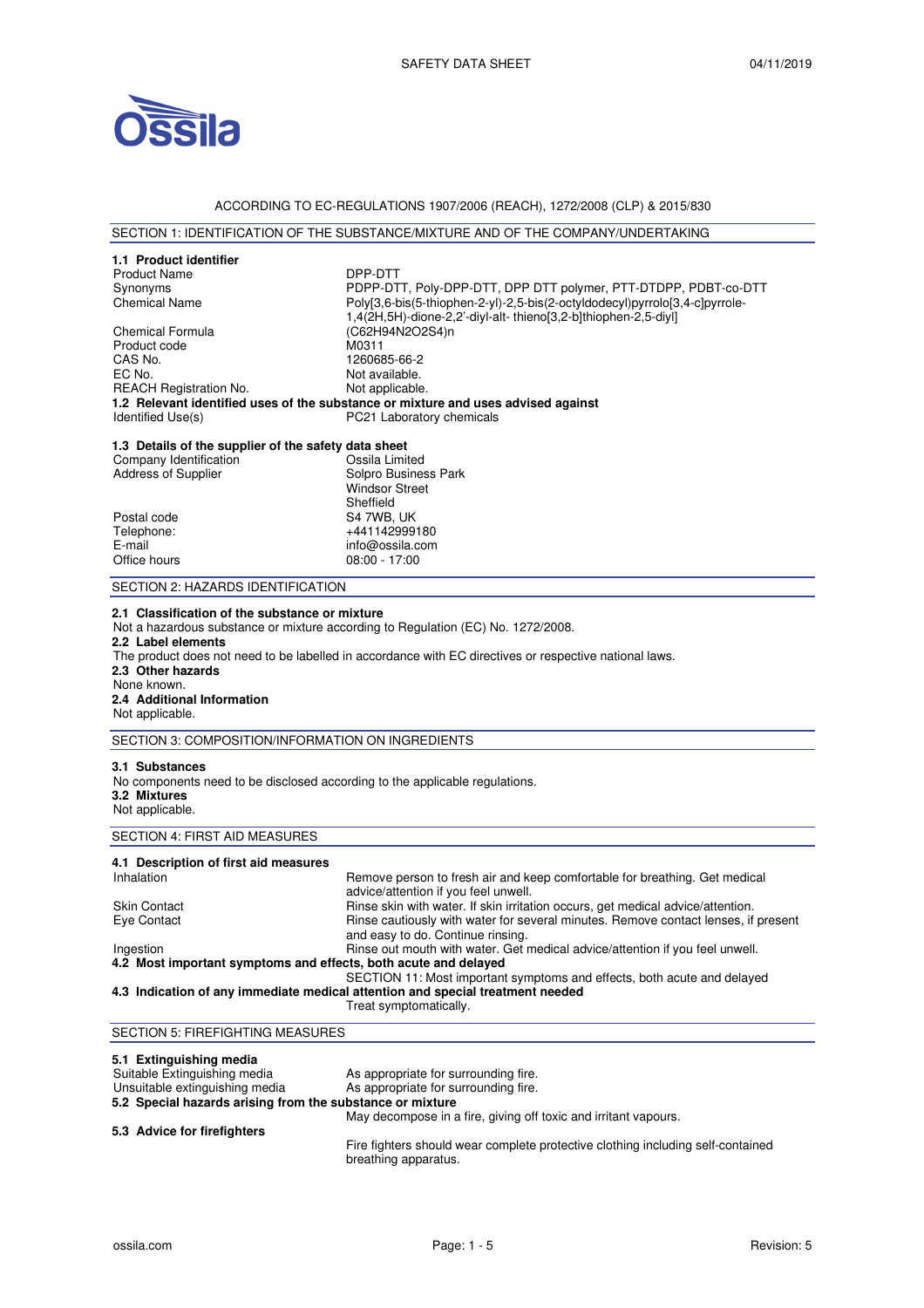SAFETY DATA SHEET

04/11/2019

ACCORDING TO EC-REGULATIONS 1907/2006 (REACH), 1272/2008 (CLP) & 2015/830

## SECTION 1: IDENTIFICATION OF THE SUBSTANCE/MIXTURE AND OF THE COMPANY/UNDERTAKING

### 1.1 Product identifier

| | |
|---|---|
| Product Name | DPP-DTT |
| Synonyms | PDPP-DTT, Poly-DPP-DTT, DPP DTT polymer, PTT-DTDPP, PDBT-co-DTT |
| Chemical Name | Poly[3,6-bis(5-thiophen-2-yl)-2,5-bis(2-octyldodecyl)pyrrolo[3,4-c]pyrrole-1,4(2H,5H)-dione-2,2'-diyl-alt- thieno[3,2-b]thiophen-2,5-diyl] |
| Chemical Formula | $(C_{62}H_{94}N_2O_2S_4)_n$ |
| Product code | M0311 |
| CAS No. | 1260685-66-2 |
| EC No. | Not available. |
| REACH Registration No. | Not applicable. |

### 1.2 Relevant identified uses of the substance or mixture and uses advised against

| | |
|---|---|
| Identified Use(s) | PC21 Laboratory chemicals |

### 1.3 Details of the supplier of the safety data sheet

| | |
|---|---|
| Company Identification | Ossila Limited |
| Address of Supplier | Solpro Business Park<br>Windsor Street<br>Sheffield |
| Postal code | S4 7WB, UK |
| Telephone: | +441142999180 |
| E-mail | info@ossila.com |
| Office hours | 08:00 - 17:00 |

## SECTION 2: HAZARDS IDENTIFICATION

### 2.1 Classification of the substance or mixture

Not a hazardous substance or mixture according to Regulation (EC) No. 1272/2008.

### 2.2 Label elements

The product does not need to be labelled in accordance with EC directives or respective national laws.

### 2.3 Other hazards

None known.

### 2.4 Additional Information

Not applicable.

## SECTION 3: COMPOSITION/INFORMATION ON INGREDIENTS

### 3.1 Substances

No components need to be disclosed according to the applicable regulations.

### 3.2 Mixtures

Not applicable.

## SECTION 4: FIRST AID MEASURES

### 4.1 Description of first aid measures

| | |
|---|---|
| Inhalation | Remove person to fresh air and keep comfortable for breathing. Get medical advice/attention if you feel unwell. |
| Skin Contact | Rinse skin with water. If skin irritation occurs, get medical advice/attention. |
| Eye Contact | Rinse cautiously with water for several minutes. Remove contact lenses, if present and easy to do. Continue rinsing. |
| Ingestion | Rinse out mouth with water. Get medical advice/attention if you feel unwell. |

### 4.2 Most important symptoms and effects, both acute and delayed

SECTION 11: Most important symptoms and effects, both acute and delayed

### 4.3 Indication of any immediate medical attention and special treatment needed

Treat symptomatically.

## SECTION 5: FIREFIGHTING MEASURES

### 5.1 Extinguishing media

| | |
|---|---|
| Suitable Extinguishing media | As appropriate for surrounding fire. |
| Unsuitable extinguishing media | As appropriate for surrounding fire. |

### 5.2 Special hazards arising from the substance or mixture

May decompose in a fire, giving off toxic and irritant vapours.

### 5.3 Advice for firefighters

Fire fighters should wear complete protective clothing including self-contained breathing apparatus.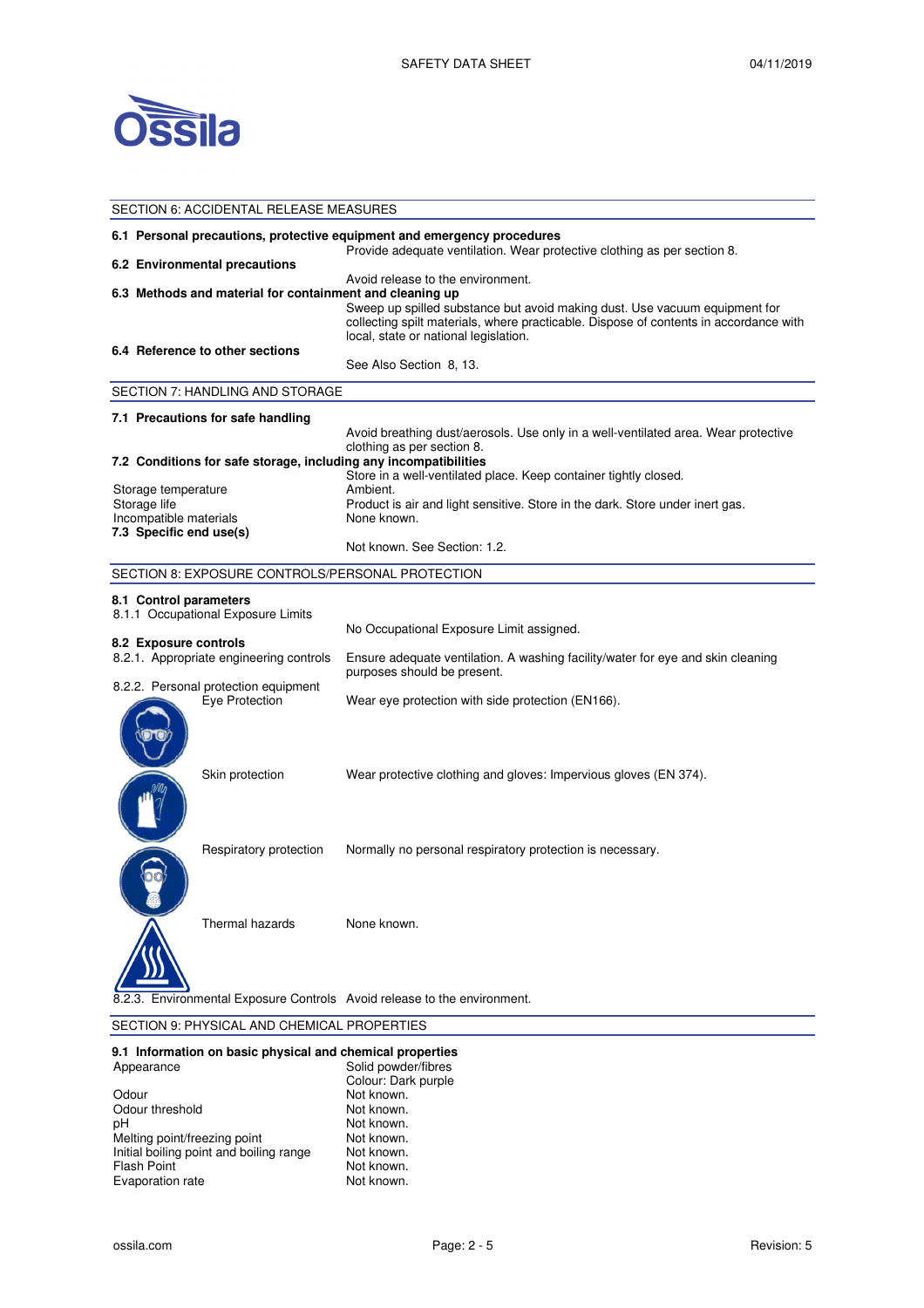## SECTION 6: ACCIDENTAL RELEASE MEASURES

**6.1 Personal precautions, protective equipment and emergency procedures**

Provide adequate ventilation. Wear protective clothing as per section 8.

**6.2 Environmental precautions**

Avoid release to the environment.

**6.3 Methods and material for containment and cleaning up**

Sweep up spilled substance but avoid making dust. Use vacuum equipment for collecting spilt materials, where practicable. Dispose of contents in accordance with local, state or national legislation.

**6.4 Reference to other sections**

See Also Section 8, 13.

## SECTION 7: HANDLING AND STORAGE

**7.1 Precautions for safe handling**

Avoid breathing dust/aerosols. Use only in a well-ventilated area. Wear protective clothing as per section 8.

**7.2 Conditions for safe storage, including any incompatibilities**

Store in a well-ventilated place. Keep container tightly closed.

| | |
|---|---|
| Storage temperature | Ambient. |
| Storage life | Product is air and light sensitive. Store in the dark. Store under inert gas. |
| Incompatible materials | None known. |

**7.3 Specific end use(s)**

Not known. See Section: 1.2.

## SECTION 8: EXPOSURE CONTROLS/PERSONAL PROTECTION

**8.1 Control parameters**

8.1.1 Occupational Exposure Limits

No Occupational Exposure Limit assigned.

**8.2 Exposure controls**

8.2.1. Appropriate engineering controls — Ensure adequate ventilation. A washing facility/water for eye and skin cleaning purposes should be present.

8.2.2. Personal protection equipment

| | |
|---|---|
| Eye Protection | Wear eye protection with side protection (EN166). |
| Skin protection | Wear protective clothing and gloves: Impervious gloves (EN 374). |
| Respiratory protection | Normally no personal respiratory protection is necessary. |
| Thermal hazards | None known. |

8.2.3. Environmental Exposure Controls — Avoid release to the environment.

## SECTION 9: PHYSICAL AND CHEMICAL PROPERTIES

**9.1 Information on basic physical and chemical properties**

| | |
|---|---|
| Appearance | Solid powder/fibres<br>Colour: Dark purple |
| Odour | Not known. |
| Odour threshold | Not known. |
| pH | Not known. |
| Melting point/freezing point | Not known. |
| Initial boiling point and boiling range | Not known. |
| Flash Point | Not known. |
| Evaporation rate | Not known. |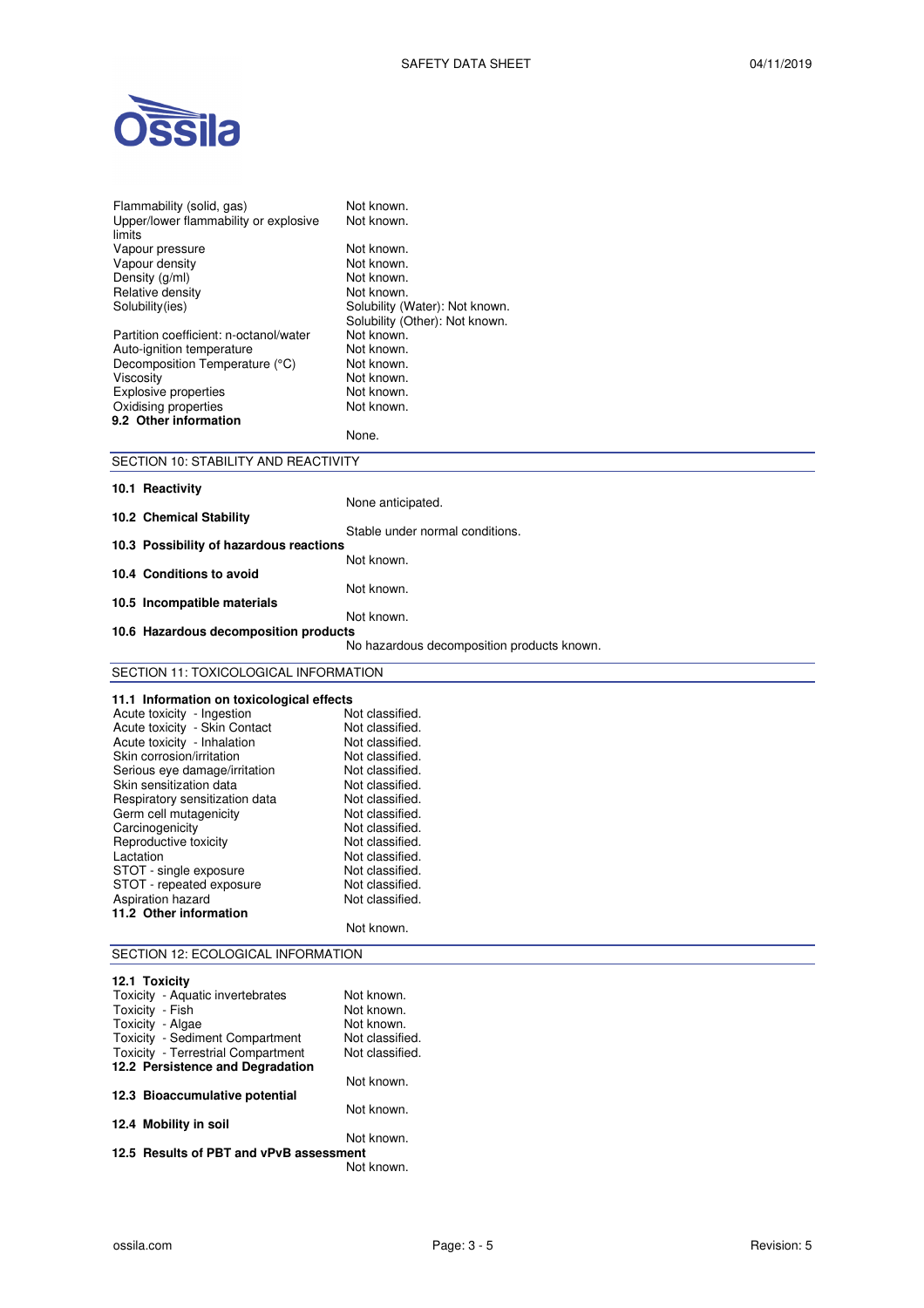| | |
|---|---|
| Flammability (solid, gas) | Not known. |
| Upper/lower flammability or explosive limits | Not known. |
| Vapour pressure | Not known. |
| Vapour density | Not known. |
| Density (g/ml) | Not known. |
| Relative density | Not known. |
| Solubility(ies) | Solubility (Water): Not known.<br>Solubility (Other): Not known. |
| Partition coefficient: n-octanol/water | Not known. |
| Auto-ignition temperature | Not known. |
| Decomposition Temperature (°C) | Not known. |
| Viscosity | Not known. |
| Explosive properties | Not known. |
| Oxidising properties | Not known. |

**9.2 Other information**

None.

## SECTION 10: STABILITY AND REACTIVITY

**10.1 Reactivity**

None anticipated.

**10.2 Chemical Stability**

Stable under normal conditions.

**10.3 Possibility of hazardous reactions**

Not known.

**10.4 Conditions to avoid**

Not known.

**10.5 Incompatible materials**

Not known.

**10.6 Hazardous decomposition products**

No hazardous decomposition products known.

## SECTION 11: TOXICOLOGICAL INFORMATION

**11.1 Information on toxicological effects**

| | |
|---|---|
| Acute toxicity - Ingestion | Not classified. |
| Acute toxicity - Skin Contact | Not classified. |
| Acute toxicity - Inhalation | Not classified. |
| Skin corrosion/irritation | Not classified. |
| Serious eye damage/irritation | Not classified. |
| Skin sensitization data | Not classified. |
| Respiratory sensitization data | Not classified. |
| Germ cell mutagenicity | Not classified. |
| Carcinogenicity | Not classified. |
| Reproductive toxicity | Not classified. |
| Lactation | Not classified. |
| STOT - single exposure | Not classified. |
| STOT - repeated exposure | Not classified. |
| Aspiration hazard | Not classified. |

**11.2 Other information**

Not known.

## SECTION 12: ECOLOGICAL INFORMATION

**12.1 Toxicity**

| | |
|---|---|
| Toxicity - Aquatic invertebrates | Not known. |
| Toxicity - Fish | Not known. |
| Toxicity - Algae | Not known. |
| Toxicity - Sediment Compartment | Not classified. |
| Toxicity - Terrestrial Compartment | Not classified. |

**12.2 Persistence and Degradation**

Not known.

**12.3 Bioaccumulative potential**

Not known.

**12.4 Mobility in soil**

Not known.

**12.5 Results of PBT and vPvB assessment**

Not known.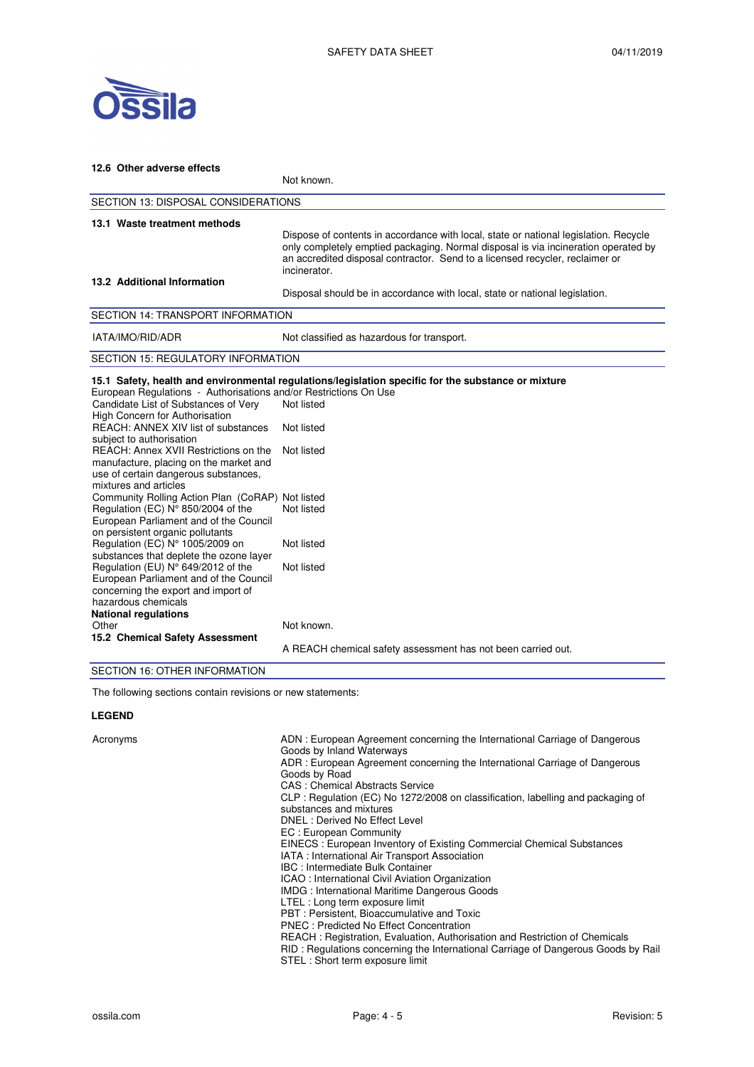### 12.6 Other adverse effects

Not known.

## SECTION 13: DISPOSAL CONSIDERATIONS

### 13.1 Waste treatment methods

Dispose of contents in accordance with local, state or national legislation. Recycle only completely emptied packaging. Normal disposal is via incineration operated by an accredited disposal contractor. Send to a licensed recycler, reclaimer or incinerator.

### 13.2 Additional Information

Disposal should be in accordance with local, state or national legislation.

## SECTION 14: TRANSPORT INFORMATION

| | |
|---|---|
| IATA/IMO/RID/ADR | Not classified as hazardous for transport. |

## SECTION 15: REGULATORY INFORMATION

### 15.1 Safety, health and environmental regulations/legislation specific for the substance or mixture

European Regulations - Authorisations and/or Restrictions On Use

| | |
|---|---|
| Candidate List of Substances of Very High Concern for Authorisation | Not listed |
| REACH: ANNEX XIV list of substances subject to authorisation | Not listed |
| REACH: Annex XVII Restrictions on the manufacture, placing on the market and use of certain dangerous substances, mixtures and articles | Not listed |
| Community Rolling Action Plan (CoRAP) | Not listed |
| Regulation (EC) N° 850/2004 of the European Parliament and of the Council on persistent organic pollutants | Not listed |
| Regulation (EC) N° 1005/2009 on substances that deplete the ozone layer | Not listed |
| Regulation (EU) N° 649/2012 of the European Parliament and of the Council concerning the export and import of hazardous chemicals | Not listed |

**National regulations**

| | |
|---|---|
| Other | Not known. |

### 15.2 Chemical Safety Assessment

A REACH chemical safety assessment has not been carried out.

## SECTION 16: OTHER INFORMATION

The following sections contain revisions or new statements:

**LEGEND**

Acronyms

- ADN : European Agreement concerning the International Carriage of Dangerous Goods by Inland Waterways
- ADR : European Agreement concerning the International Carriage of Dangerous Goods by Road
- CAS : Chemical Abstracts Service
- CLP : Regulation (EC) No 1272/2008 on classification, labelling and packaging of substances and mixtures
- DNEL : Derived No Effect Level
- EC : European Community
- EINECS : European Inventory of Existing Commercial Chemical Substances
- IATA : International Air Transport Association
- IBC : Intermediate Bulk Container
- ICAO : International Civil Aviation Organization
- IMDG : International Maritime Dangerous Goods
- LTEL : Long term exposure limit
- PBT : Persistent, Bioaccumulative and Toxic
- PNEC : Predicted No Effect Concentration
- REACH : Registration, Evaluation, Authorisation and Restriction of Chemicals
- RID : Regulations concerning the International Carriage of Dangerous Goods by Rail
- STEL : Short term exposure limit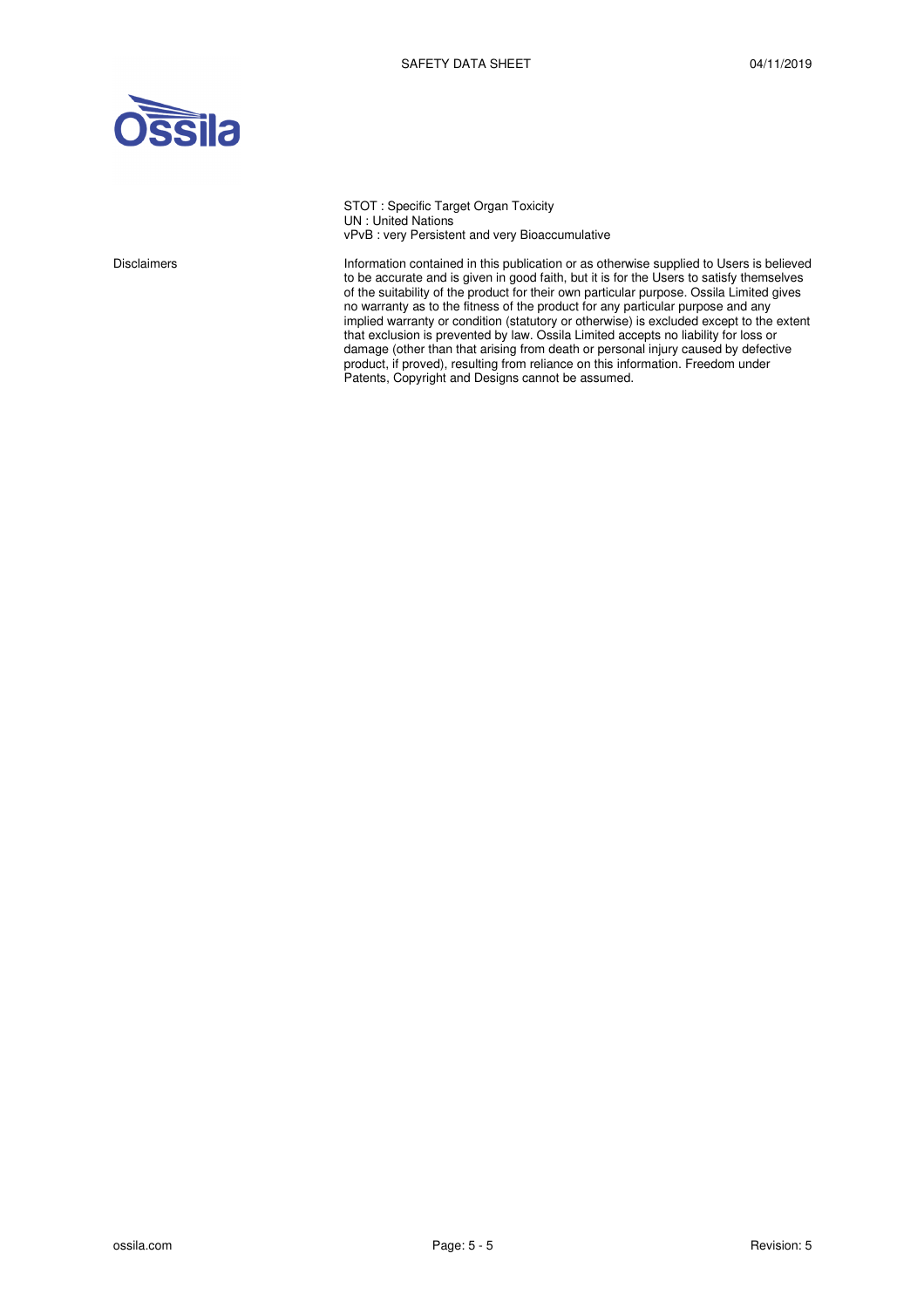STOT : Specific Target Organ Toxicity
UN : United Nations
vPvB : very Persistent and very Bioaccumulative

Disclaimers

Information contained in this publication or as otherwise supplied to Users is believed to be accurate and is given in good faith, but it is for the Users to satisfy themselves of the suitability of the product for their own particular purpose. Ossila Limited gives no warranty as to the fitness of the product for any particular purpose and any implied warranty or condition (statutory or otherwise) is excluded except to the extent that exclusion is prevented by law. Ossila Limited accepts no liability for loss or damage (other than that arising from death or personal injury caused by defective product, if proved), resulting from reliance on this information. Freedom under Patents, Copyright and Designs cannot be assumed.